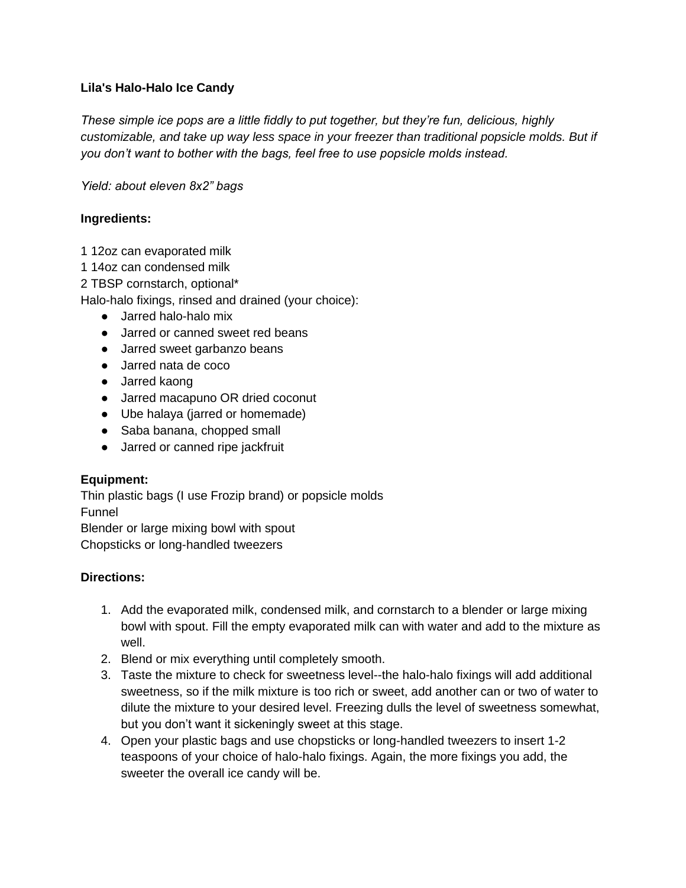**Lila's Halo-Halo Ice Candy**

*These simple ice pops are a little fiddly to put together, but they're fun, delicious, highly customizable, and take up way less space in your freezer than traditional popsicle molds. But if you don't want to bother with the bags, feel free to use popsicle molds instead.*

*Yield: about eleven 8x2" bags*

**Ingredients:**

1 12oz can evaporated milk
1 14oz can condensed milk
2 TBSP cornstarch, optional*
Halo-halo fixings, rinsed and drained (your choice):

- Jarred halo-halo mix
- Jarred or canned sweet red beans
- Jarred sweet garbanzo beans
- Jarred nata de coco
- Jarred kaong
- Jarred macapuno OR dried coconut
- Ube halaya (jarred or homemade)
- Saba banana, chopped small
- Jarred or canned ripe jackfruit

**Equipment:**
Thin plastic bags (I use Frozip brand) or popsicle molds
Funnel
Blender or large mixing bowl with spout
Chopsticks or long-handled tweezers

**Directions:**

1. Add the evaporated milk, condensed milk, and cornstarch to a blender or large mixing bowl with spout. Fill the empty evaporated milk can with water and add to the mixture as well.
2. Blend or mix everything until completely smooth.
3. Taste the mixture to check for sweetness level--the halo-halo fixings will add additional sweetness, so if the milk mixture is too rich or sweet, add another can or two of water to dilute the mixture to your desired level. Freezing dulls the level of sweetness somewhat, but you don't want it sickeningly sweet at this stage.
4. Open your plastic bags and use chopsticks or long-handled tweezers to insert 1-2 teaspoons of your choice of halo-halo fixings. Again, the more fixings you add, the sweeter the overall ice candy will be.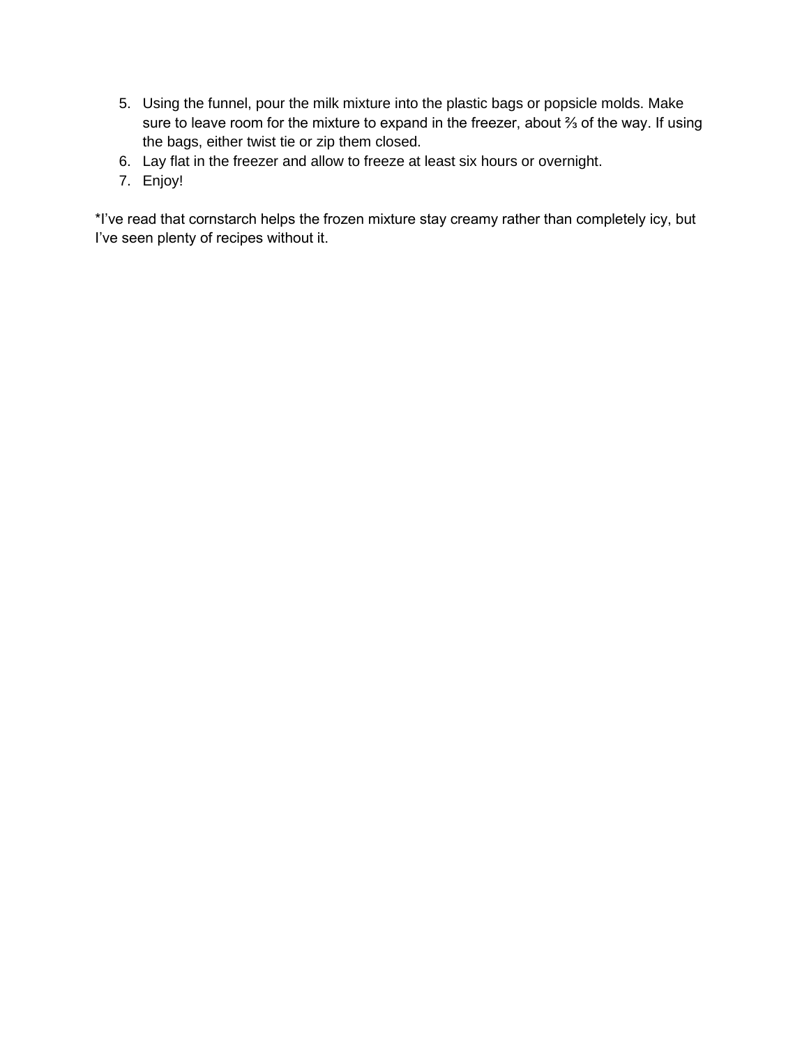5. Using the funnel, pour the milk mixture into the plastic bags or popsicle molds. Make sure to leave room for the mixture to expand in the freezer, about ⅔ of the way. If using the bags, either twist tie or zip them closed.
6. Lay flat in the freezer and allow to freeze at least six hours or overnight.
7. Enjoy!

*I've read that cornstarch helps the frozen mixture stay creamy rather than completely icy, but I've seen plenty of recipes without it.